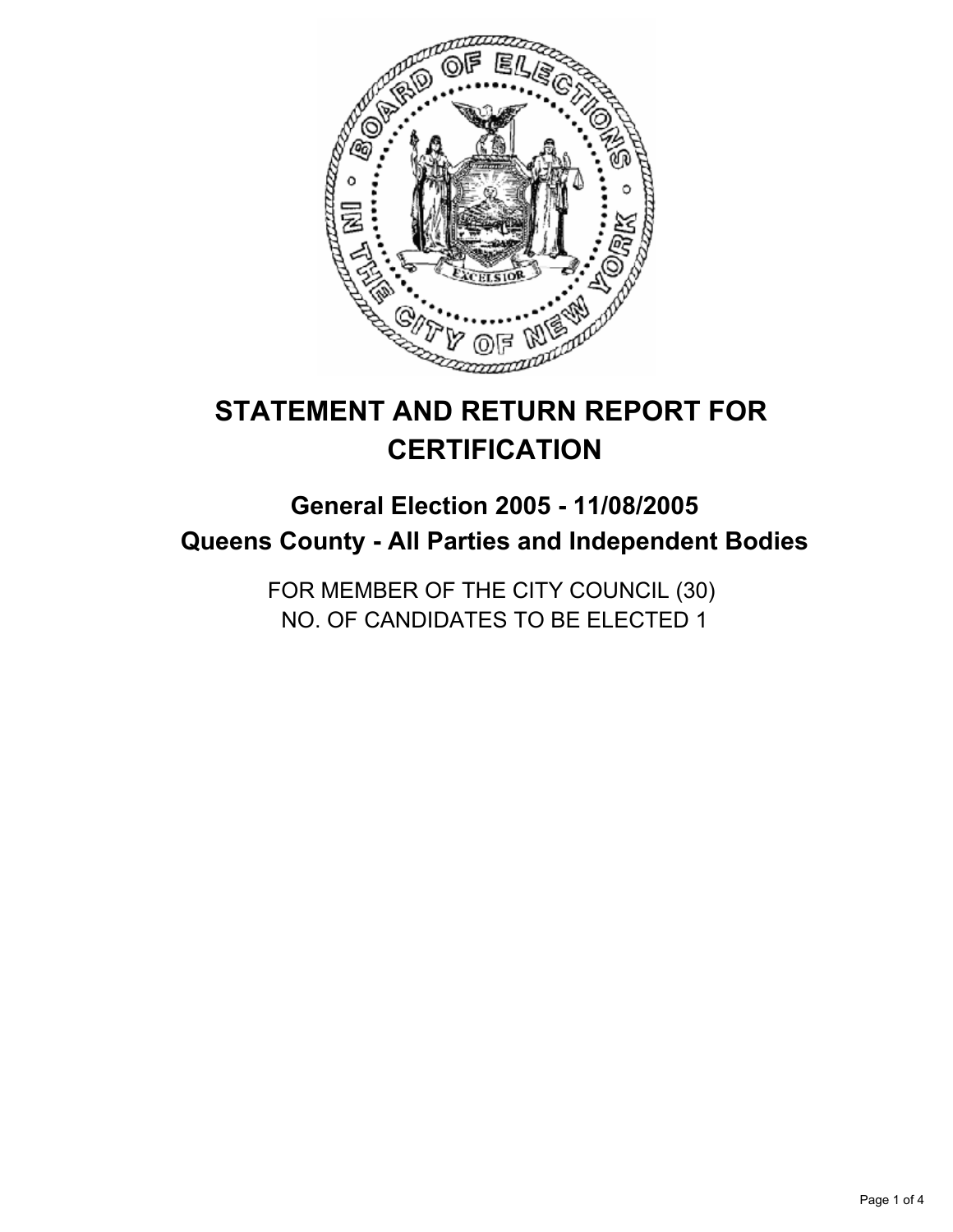# STATEMENT AND RETURN REPORT FOR CERTIFICATION

## General Election 2005 - 11/08/2005
## Queens County - All Parties and Independent Bodies

FOR MEMBER OF THE CITY COUNCIL (30)
NO. OF CANDIDATES TO BE ELECTED 1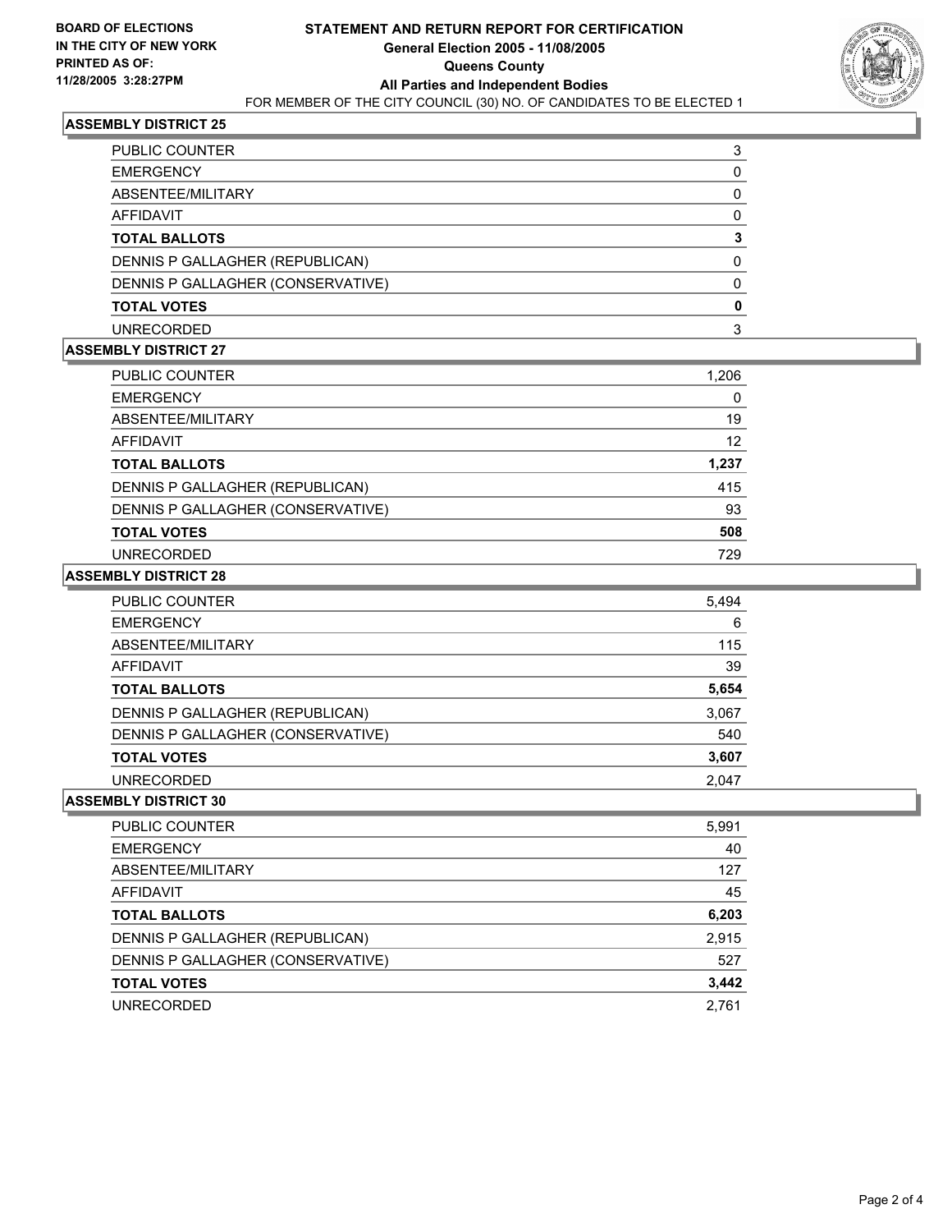**BOARD OF ELECTIONS IN THE CITY OF NEW YORK**
**PRINTED AS OF: 11/28/2005 3:28:27PM**

# STATEMENT AND RETURN REPORT FOR CERTIFICATION
## General Election 2005 - 11/08/2005
## Queens County
## All Parties and Independent Bodies

FOR MEMBER OF THE CITY COUNCIL (30) NO. OF CANDIDATES TO BE ELECTED 1

### ASSEMBLY DISTRICT 25

| | |
|---|---:|
| PUBLIC COUNTER | 3 |
| EMERGENCY | 0 |
| ABSENTEE/MILITARY | 0 |
| AFFIDAVIT | 0 |
| **TOTAL BALLOTS** | **3** |
| DENNIS P GALLAGHER (REPUBLICAN) | 0 |
| DENNIS P GALLAGHER (CONSERVATIVE) | 0 |
| **TOTAL VOTES** | **0** |
| UNRECORDED | 3 |

### ASSEMBLY DISTRICT 27

| | |
|---|---:|
| PUBLIC COUNTER | 1,206 |
| EMERGENCY | 0 |
| ABSENTEE/MILITARY | 19 |
| AFFIDAVIT | 12 |
| **TOTAL BALLOTS** | **1,237** |
| DENNIS P GALLAGHER (REPUBLICAN) | 415 |
| DENNIS P GALLAGHER (CONSERVATIVE) | 93 |
| **TOTAL VOTES** | **508** |
| UNRECORDED | 729 |

### ASSEMBLY DISTRICT 28

| | |
|---|---:|
| PUBLIC COUNTER | 5,494 |
| EMERGENCY | 6 |
| ABSENTEE/MILITARY | 115 |
| AFFIDAVIT | 39 |
| **TOTAL BALLOTS** | **5,654** |
| DENNIS P GALLAGHER (REPUBLICAN) | 3,067 |
| DENNIS P GALLAGHER (CONSERVATIVE) | 540 |
| **TOTAL VOTES** | **3,607** |
| UNRECORDED | 2,047 |

### ASSEMBLY DISTRICT 30

| | |
|---|---:|
| PUBLIC COUNTER | 5,991 |
| EMERGENCY | 40 |
| ABSENTEE/MILITARY | 127 |
| AFFIDAVIT | 45 |
| **TOTAL BALLOTS** | **6,203** |
| DENNIS P GALLAGHER (REPUBLICAN) | 2,915 |
| DENNIS P GALLAGHER (CONSERVATIVE) | 527 |
| **TOTAL VOTES** | **3,442** |
| UNRECORDED | 2,761 |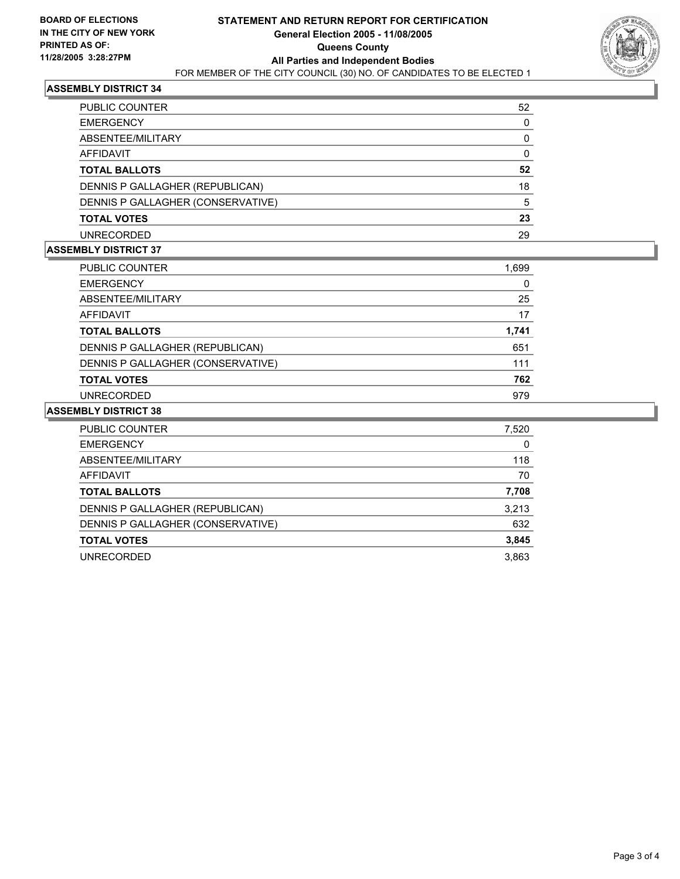**BOARD OF ELECTIONS IN THE CITY OF NEW YORK PRINTED AS OF: 11/28/2005 3:28:27PM**

# STATEMENT AND RETURN REPORT FOR CERTIFICATION
## General Election 2005 - 11/08/2005
## Queens County
## All Parties and Independent Bodies

FOR MEMBER OF THE CITY COUNCIL (30) NO. OF CANDIDATES TO BE ELECTED 1

### ASSEMBLY DISTRICT 34

| | |
|---|---|
| PUBLIC COUNTER | 52 |
| EMERGENCY | 0 |
| ABSENTEE/MILITARY | 0 |
| AFFIDAVIT | 0 |
| **TOTAL BALLOTS** | **52** |
| DENNIS P GALLAGHER (REPUBLICAN) | 18 |
| DENNIS P GALLAGHER (CONSERVATIVE) | 5 |
| **TOTAL VOTES** | **23** |
| UNRECORDED | 29 |

### ASSEMBLY DISTRICT 37

| | |
|---|---|
| PUBLIC COUNTER | 1,699 |
| EMERGENCY | 0 |
| ABSENTEE/MILITARY | 25 |
| AFFIDAVIT | 17 |
| **TOTAL BALLOTS** | **1,741** |
| DENNIS P GALLAGHER (REPUBLICAN) | 651 |
| DENNIS P GALLAGHER (CONSERVATIVE) | 111 |
| **TOTAL VOTES** | **762** |
| UNRECORDED | 979 |

### ASSEMBLY DISTRICT 38

| | |
|---|---|
| PUBLIC COUNTER | 7,520 |
| EMERGENCY | 0 |
| ABSENTEE/MILITARY | 118 |
| AFFIDAVIT | 70 |
| **TOTAL BALLOTS** | **7,708** |
| DENNIS P GALLAGHER (REPUBLICAN) | 3,213 |
| DENNIS P GALLAGHER (CONSERVATIVE) | 632 |
| **TOTAL VOTES** | **3,845** |
| UNRECORDED | 3,863 |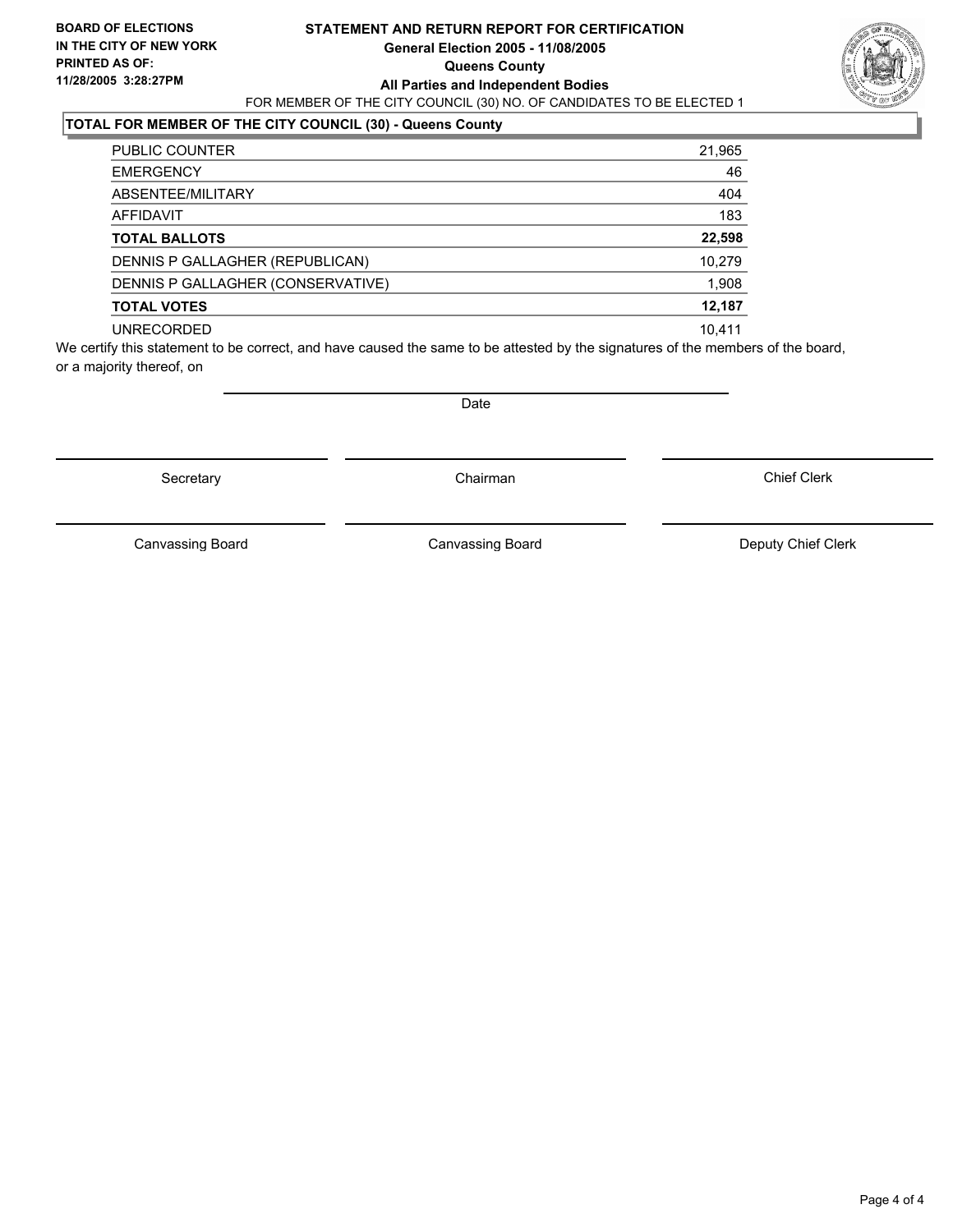**BOARD OF ELECTIONS IN THE CITY OF NEW YORK**
**PRINTED AS OF:**
**11/28/2005 3:28:27PM**

# STATEMENT AND RETURN REPORT FOR CERTIFICATION
## General Election 2005 - 11/08/2005
## Queens County
## All Parties and Independent Bodies

FOR MEMBER OF THE CITY COUNCIL (30) NO. OF CANDIDATES TO BE ELECTED 1

### TOTAL FOR MEMBER OF THE CITY COUNCIL (30) - Queens County

| | |
|---|---|
| PUBLIC COUNTER | 21,965 |
| EMERGENCY | 46 |
| ABSENTEE/MILITARY | 404 |
| AFFIDAVIT | 183 |
| **TOTAL BALLOTS** | **22,598** |
| DENNIS P GALLAGHER (REPUBLICAN) | 10,279 |
| DENNIS P GALLAGHER (CONSERVATIVE) | 1,908 |
| **TOTAL VOTES** | **12,187** |
| UNRECORDED | 10,411 |

We certify this statement to be correct, and have caused the same to be attested by the signatures of the members of the board, or a majority thereof, on

Date

Secretary | Chairman | Chief Clerk

Canvassing Board | Canvassing Board | Deputy Chief Clerk